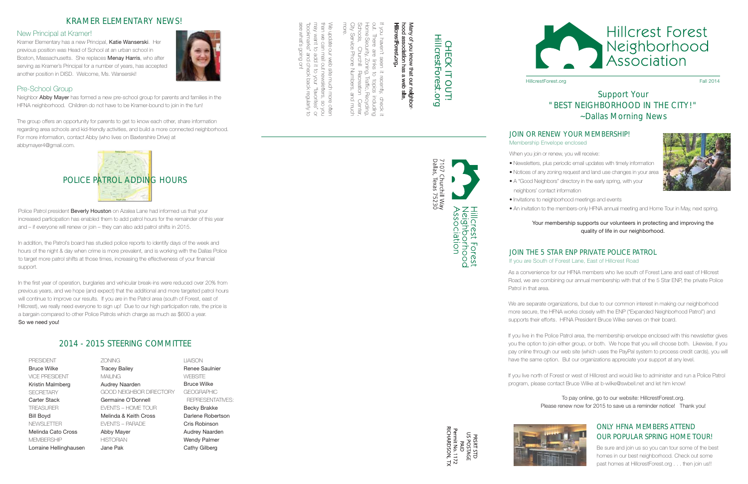# KRAMER ELEMENTARY NEWS!

## New Principal at Kramer!

Kramer Elementary has a new Principal, **Katie Wanserski**. Her previous position was Head of School at an urban school in Boston, Massachusetts. She replaces **Menay Harris**, who after serving as Kramer's Principal for a number of years, has accepted another position in DISD. Welcome, Ms. Wanserski!

## Pre-School Group

Neighbor **Abby Mayer** has formed a new pre-school group for parents and families in the HFNA neighborhood. Children do not have to be Kramer-bound to join in the fun!

The group offers an opportunity for parents to get to know each other, share information regarding area schools and kid-friendly activities, and build a more connected neighborhood. For more information, contact Abby (who lives on Baxtershire Drive) at abbymayer4@gmail.com.

# POLICE PATROL ADDING HOURS

Police Patrol president **Beverly Houston** on Azalea Lane had informed us that your increased participation has enabled them to add patrol hours for the remainder of this year and – if everyone will renew or join – they can also add patrol shifts in 2015.

In addition, the Patrol's board has studied police reports to identify days of the week and hours of the night & day when crime is more prevalent, and is working with the Dallas Police to target more patrol shifts at those times, increasing the effectiveness of your financial support.

In the first year of operation, burglaries and vehicular break-ins were reduced over 20% from previous years, and we hope (and expect) that the additional and more targeted patrol hours will continue to improve our results. If you are in the Patrol area (south of Forest, east of Hillcrest), we really need everyone to sign up! Due to our high participation rate, the price is a bargain compared to other Police Patrols which charge as much as $600 a year.
**So we need you!**

# 2014 - 2015 STEERING COMMITTEE

PRESIDENT
**Bruce Wilke**
VICE PRESIDENT
**Kristin Malmberg**
SECRETARY
**Carter Stack**
TREASURER
**Bill Boyd**
NEWSLETTER
**Melinda Cato Cross**
MEMBERSHIP
**Lorraine Hellinghausen**

ZONING
**Tracey Bailey**
MAILING
**Audrey Naarden**
GOOD NEIGHBOR DIRECTORY
**Germaine O'Donnell**
EVENTS – HOME TOUR
**Melinda & Keith Cross**
EVENTS – PARADE
**Abby Mayer**
HISTORIAN
**Jane Pak**

LIAISON
**Renee Saulnier**
WEBSITE
**Bruce Wilke**
GEOGRAPHIC REPRESENTATIVES:
**Becky Brakke**
**Darlene Robertson**
**Cris Robinson**
**Audrey Naarden**
**Wendy Palmer**
**Cathy Gilberg**

# CHECK IT OUT! HillcrestForest.org

**Many of you know that our neighborhood association has a web site, HillcrestForest.org.**

If you haven't seen it recently, check it out. There are links to topics including Home Security, Zoning, Traffic, Recycling, Schools, Churchill Recreation Center, City Service Phone Numbers, and much more.

We update our web site much more often than we can mail out newsletters, so you may want to add it to your "favorites" or "bookmarks" and check back regularly to see what's going on!

Hillcrest Forest Neighborhood Association
7107 Churchill Way
Dallas, Texas 75230

PRSRT STD
US POSTAGE
PAID
Permit No. 1172
RICHARDSON, TX

# Hillcrest Forest Neighborhood Association

HillcrestForest.org — Fall 2014

## Support Your "BEST NEIGHBORHOOD IN THE CITY!" ~Dallas Morning News

## JOIN OR RENEW YOUR MEMBERSHIP!

Membership Envelope enclosed

When you join or renew, you will receive:

- Newsletters, plus periodic email updates with timely information
- Notices of any zoning request and land use changes in your area
- A "Good Neighbors" directory in the early spring, with your neighbors' contact information
- Invitations to neighborhood meetings and events
- An invitation to the members-only HFNA annual meeting and Home Tour in May, next spring.

Your membership supports our volunteers in protecting and improving the quality of life in our neighborhood.

## JOIN THE 5 STAR ENP PRIVATE POLICE PATROL

If you are South of Forest Lane, East of Hillcrest Road

As a convenience for our HFNA members who live south of Forest Lane and east of Hillcrest Road, we are combining our annual membership with that of the 5 Star ENP, the private Police Patrol in that area.

We are separate organizations, but due to our common interest in making our neighborhood more secure, the HFNA works closely with the ENP ("Expanded Neighborhood Patrol") and supports their efforts. HFNA President Bruce Wilke serves on their board.

If you live in the Police Patrol area, the membership envelope enclosed with this newsletter gives you the option to join either group, or both. We hope that you will choose both. Likewise, if you pay online through our web site (which uses the PayPal system to process credit cards), you will have the same option. But our organizations appreciate your support at any level.

If you live north of Forest or west of Hillcrest and would like to administer and run a Police Patrol program, please contact Bruce Wilke at b-wilke@swbell.net and let him know!

To pay online, go to our website: HillcrestForest.org.
Please renew now for 2015 to save us a reminder notice! Thank you!

## ONLY HFNA MEMBERS ATTEND OUR POPULAR SPRING HOME TOUR!

Be sure and join us so you can tour some of the best homes in our best neighborhood. Check out some past homes at HillcrestForest.org . . . then join us!!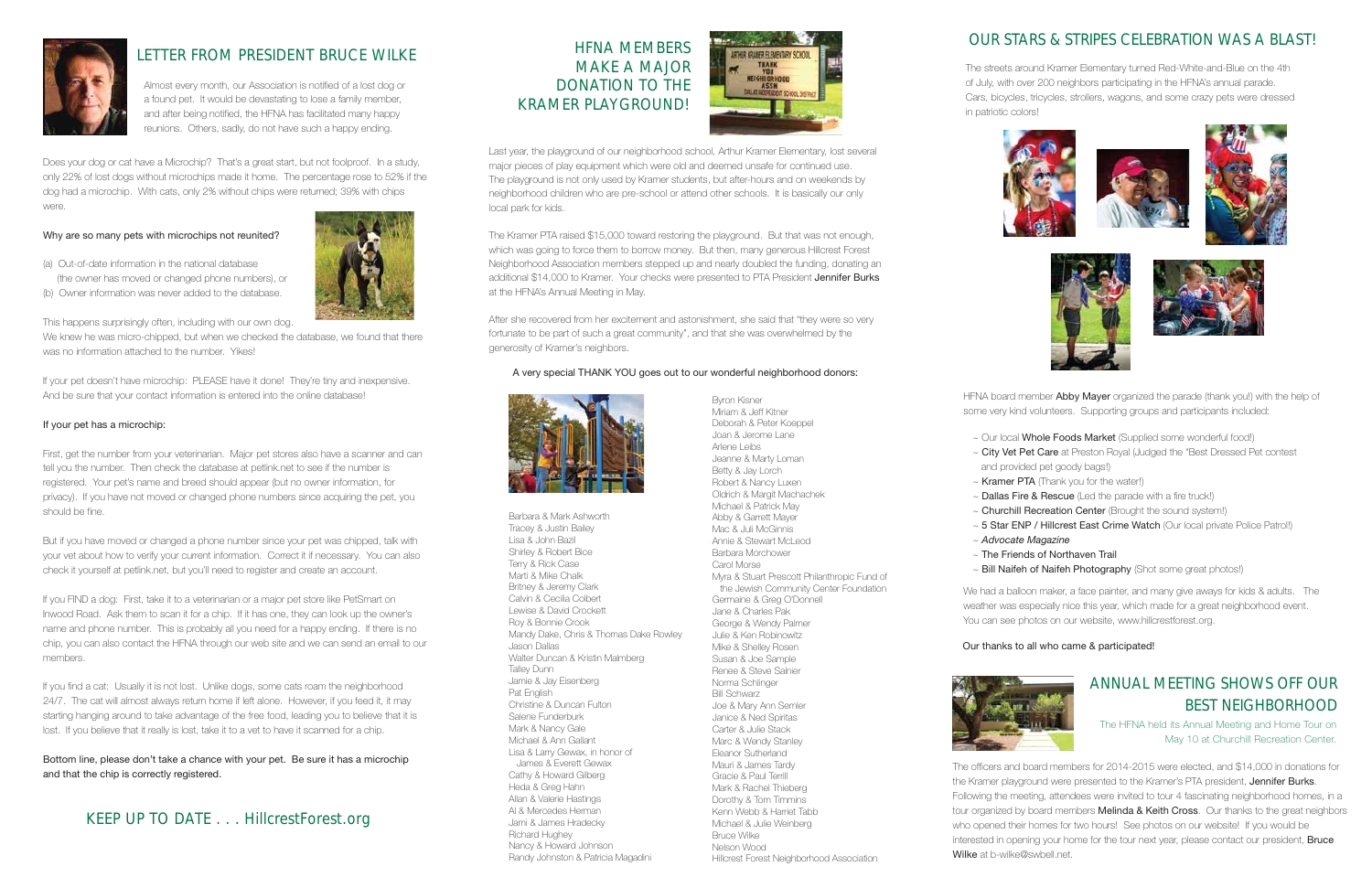## LETTER FROM PRESIDENT BRUCE WILKE

Almost every month, our Association is notified of a lost dog or a found pet. It would be devastating to lose a family member, and after being notified, the HFNA has facilitated many happy reunions. Others, sadly, do not have such a happy ending.

Does your dog or cat have a Microchip? That's a great start, but not foolproof. In a study, only 22% of lost dogs without microchips made it home. The percentage rose to 52% if the dog had a microchip. With cats, only 2% without chips were returned; 39% with chips were.

Why are so many pets with microchips not reunited?

(a) Out-of-date information in the national database (the owner has moved or changed phone numbers), or
(b) Owner information was never added to the database.

This happens surprisingly often, including with our own dog. We knew he was micro-chipped, but when we checked the database, we found that there was no information attached to the number. Yikes!

If your pet doesn't have microchip: PLEASE have it done! They're tiny and inexpensive. And be sure that your contact information is entered into the online database!

If your pet has a microchip:

First, get the number from your veterinarian. Major pet stores also have a scanner and can tell you the number. Then check the database at petlink.net to see if the number is registered. Your pet's name and breed should appear (but no owner information, for privacy). If you have not moved or changed phone numbers since acquiring the pet, you should be fine.

But if you have moved or changed a phone number since your pet was chipped, talk with your vet about how to verify your current information. Correct it if necessary. You can also check it yourself at petlink.net, but you'll need to register and create an account.

If you FIND a dog: First, take it to a veterinarian or a major pet store like PetSmart on Inwood Road. Ask them to scan it for a chip. If it has one, they can look up the owner's name and phone number. This is probably all you need for a happy ending. If there is no chip, you can also contact the HFNA through our web site and we can send an email to our members.

If you find a cat: Usually it is not lost. Unlike dogs, some cats roam the neighborhood 24/7. The cat will almost always return home if left alone. However, if you feed it, it may starting hanging around to take advantage of the free food, leading you to believe that it is lost. If you believe that it really is lost, take it to a vet to have it scanned for a chip.

Bottom line, please don't take a chance with your pet. Be sure it has a microchip and that the chip is correctly registered.

## KEEP UP TO DATE . . . HillcrestForest.org

## HFNA MEMBERS MAKE A MAJOR DONATION TO THE KRAMER PLAYGROUND!

Last year, the playground of our neighborhood school, Arthur Kramer Elementary, lost several major pieces of play equipment which were old and deemed unsafe for continued use. The playground is not only used by Kramer students, but after-hours and on weekends by neighborhood children who are pre-school or attend other schools. It is basically our only local park for kids.

The Kramer PTA raised $15,000 toward restoring the playground. But that was not enough, which was going to force them to borrow money. But then, many generous Hillcrest Forest Neighborhood Association members stepped up and nearly doubled the funding, donating an additional $14,000 to Kramer. Your checks were presented to PTA President **Jennifer Burks** at the HFNA's Annual Meeting in May.

After she recovered from her excitement and astonishment, she said that "they were so very fortunate to be part of such a great community", and that she was overwhelmed by the generosity of Kramer's neighbors.

A very special THANK YOU goes out to our wonderful neighborhood donors:

Barbara & Mark Ashworth
Tracey & Justin Bailey
Lisa & John Bazil
Shirley & Robert Bice
Terry & Rick Case
Marti & Mike Chalk
Britney & Jeremy Clark
Calvin & Cecilia Colbert
Lewise & David Crockett
Roy & Bonnie Crook
Mandy Dake, Chris & Thomas Dake Rowley
Jason Dallas
Walter Duncan & Kristin Malmberg
Talley Dunn
Jamie & Jay Eisenberg
Pat English
Christine & Duncan Fulton
Salene Funderburk
Mark & Nancy Gale
Michael & Ann Gallant
Lisa & Larry Gewax, in honor of James & Everett Gewax
Cathy & Howard Gilberg
Heda & Greg Hahn
Allan & Valerie Hastings
Al & Mercedes Herman
Jami & James Hradecky
Richard Hughey
Nancy & Howard Johnson
Randy Johnston & Patricia Magadini
Byron Kisner
Miriam & Jeff Kitner
Deborah & Peter Koeppel
Joan & Jerome Lane
Arlene Leibs
Jeanne & Marty Loman
Betty & Jay Lorch
Robert & Nancy Luxen
Oldrich & Margit Machachek
Michael & Patrick May
Abby & Garrett Mayer
Mac & Juli McGinnis
Annie & Stewart McLeod
Barbara Morchower
Carol Morse
Myra & Stuart Prescott Philanthropic Fund of the Jewish Community Center Foundation
Germaine & Greg O'Donnell
Jane & Charles Pak
George & Wendy Palmer
Julie & Ken Robinowitz
Mike & Shelley Rosen
Susan & Joe Sample
Renee & Steve Salner
Norma Schlinger
Bill Schwarz
Joe & Mary Ann Semler
Janice & Ned Spiritas
Carter & Julie Stack
Marc & Wendy Stanley
Eleanor Sutherland
Mauri & James Tardy
Gracie & Paul Terrill
Mark & Rachel Thieberg
Dorothy & Tom Timmins
Kenn Webb & Harriet Tabb
Michael & Julie Weinberg
Bruce Wilke
Nelson Wood
Hillcrest Forest Neighborhood Association

## OUR STARS & STRIPES CELEBRATION WAS A BLAST!

The streets around Kramer Elementary turned Red-White-and-Blue on the 4th of July, with over 200 neighbors participating in the HFNA's annual parade. Cars, bicycles, tricycles, strollers, wagons, and some crazy pets were dressed in patriotic colors!

HFNA board member **Abby Mayer** organized the parade (thank you!) with the help of some very kind volunteers. Supporting groups and participants included:

- ~ Our local **Whole Foods Market** (Supplied some wonderful food!)
- ~ **City Vet Pet Care** at Preston Royal (Judged the "Best Dressed Pet contest and provided pet goody bags!)
- ~ **Kramer PTA** (Thank you for the water!)
- ~ **Dallas Fire & Rescue** (Led the parade with a fire truck!)
- ~ **Churchill Recreation Center** (Brought the sound system!)
- ~ **5 Star ENP / Hillcrest East Crime Watch** (Our local private Police Patrol!)
- ~ *Advocate Magazine*
- ~ **The Friends of Northaven Trail**
- ~ **Bill Naifeh of Naifeh Photography** (Shot some great photos!)

We had a balloon maker, a face painter, and many give aways for kids & adults. The weather was especially nice this year, which made for a great neighborhood event. You can see photos on our website, www.hillcrestforest.org.

Our thanks to all who came & participated!

## ANNUAL MEETING SHOWS OFF OUR BEST NEIGHBORHOOD

The HFNA held its Annual Meeting and Home Tour on May 10 at Churchill Recreation Center.

The officers and board members for 2014-2015 were elected, and $14,000 in donations for the Kramer playground were presented to the Kramer's PTA president, **Jennifer Burks**. Following the meeting, attendees were invited to tour 4 fascinating neighborhood homes, in a tour organized by board members **Melinda & Keith Cross**. Our thanks to the great neighbors who opened their homes for two hours! See photos on our website! If you would be interested in opening your home for the tour next year, please contact our president, **Bruce Wilke** at b-wilke@swbell.net.